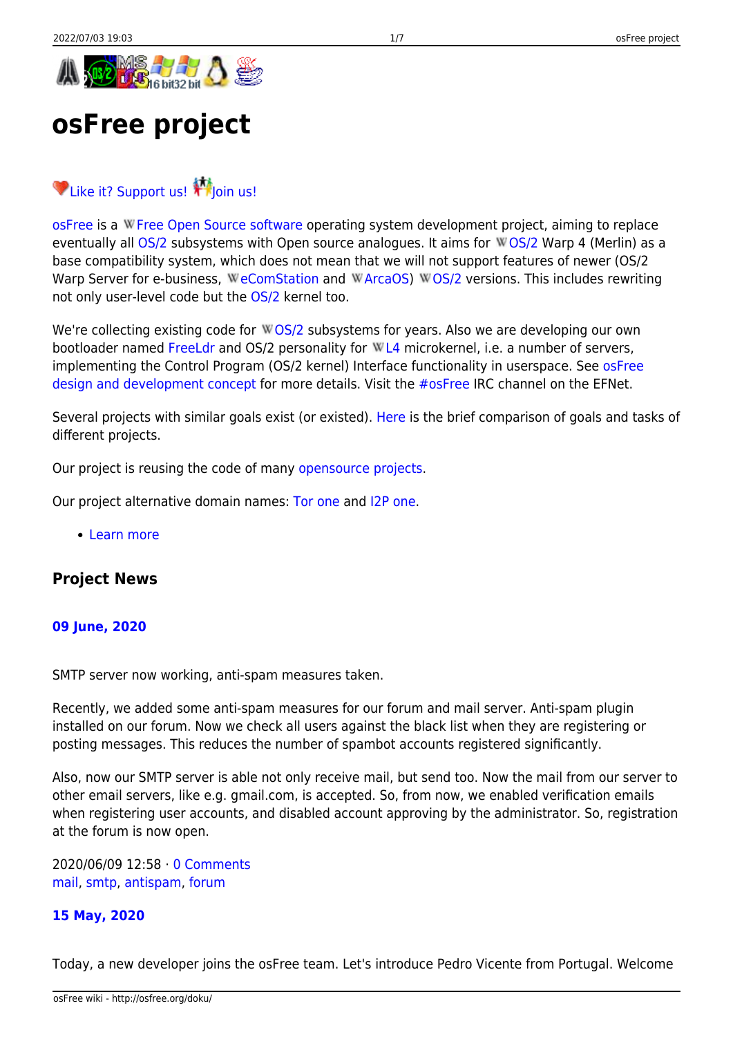# osFree project

Like it? Support us! Join us!

osFree is a Free Open Source software operating system development project, aiming to replace eventually all OS/2 subsystems with Open source analogues. It aims for OS/2 Warp 4 (Merlin) as a base compatibility system, which does not mean that we will not support features of newer (OS/2 Warp Server for e-business, eComStation and ArcaOS) OS/2 versions. This includes rewriting not only user-level code but the OS/2 kernel too.

We're collecting existing code for OS/2 subsystems for years. Also we are developing our own bootloader named FreeLdr and OS/2 personality for L4 microkernel, i.e. a number of servers, implementing the Control Program (OS/2 kernel) Interface functionality in userspace. See osFree design and development concept for more details. Visit the #osFree IRC channel on the EFNet.

Several projects with similar goals exist (or existed). Here is the brief comparison of goals and tasks of different projects.

Our project is reusing the code of many opensource projects.

Our project alternative domain names: Tor one and I2P one.

- Learn more

### Project News

#### 09 June, 2020

SMTP server now working, anti-spam measures taken.

Recently, we added some anti-spam measures for our forum and mail server. Anti-spam plugin installed on our forum. Now we check all users against the black list when they are registering or posting messages. This reduces the number of spambot accounts registered significantly.

Also, now our SMTP server is able not only receive mail, but send too. Now the mail from our server to other email servers, like e.g. gmail.com, is accepted. So, from now, we enabled verification emails when registering user accounts, and disabled account approving by the administrator. So, registration at the forum is now open.

2020/06/09 12:58 · 0 Comments
mail, smtp, antispam, forum

#### 15 May, 2020

Today, a new developer joins the osFree team. Let's introduce Pedro Vicente from Portugal. Welcome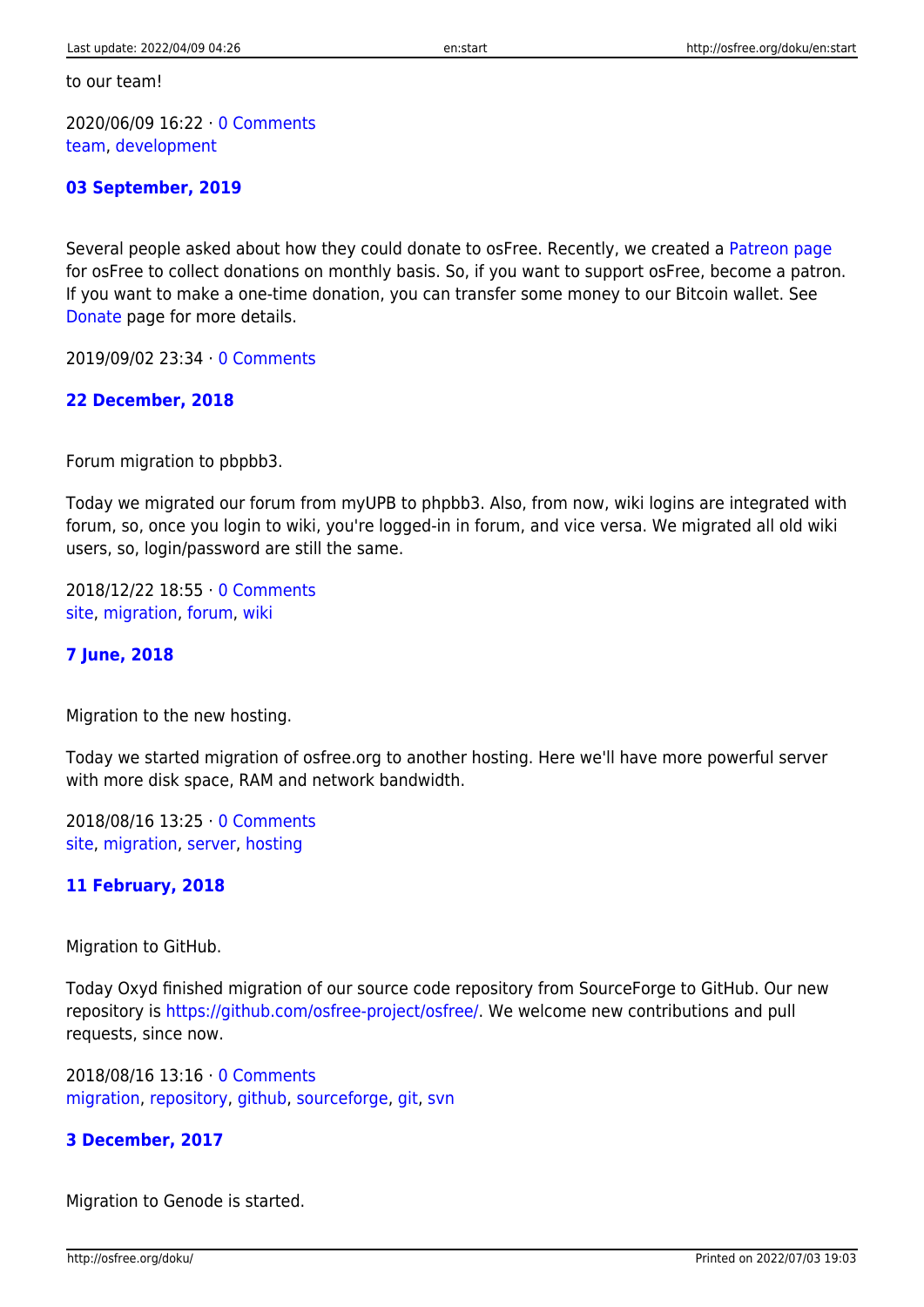to our team!

2020/06/09 16:22 · 0 Comments
team, development

### 03 September, 2019

Several people asked about how they could donate to osFree. Recently, we created a Patreon page for osFree to collect donations on monthly basis. So, if you want to support osFree, become a patron. If you want to make a one-time donation, you can transfer some money to our Bitcoin wallet. See Donate page for more details.

2019/09/02 23:34 · 0 Comments

### 22 December, 2018

Forum migration to pbpbb3.

Today we migrated our forum from myUPB to phpbb3. Also, from now, wiki logins are integrated with forum, so, once you login to wiki, you're logged-in in forum, and vice versa. We migrated all old wiki users, so, login/password are still the same.

2018/12/22 18:55 · 0 Comments
site, migration, forum, wiki

### 7 June, 2018

Migration to the new hosting.

Today we started migration of osfree.org to another hosting. Here we'll have more powerful server with more disk space, RAM and network bandwidth.

2018/08/16 13:25 · 0 Comments
site, migration, server, hosting

### 11 February, 2018

Migration to GitHub.

Today Oxyd finished migration of our source code repository from SourceForge to GitHub. Our new repository is https://github.com/osfree-project/osfree/. We welcome new contributions and pull requests, since now.

2018/08/16 13:16 · 0 Comments
migration, repository, github, sourceforge, git, svn

### 3 December, 2017

Migration to Genode is started.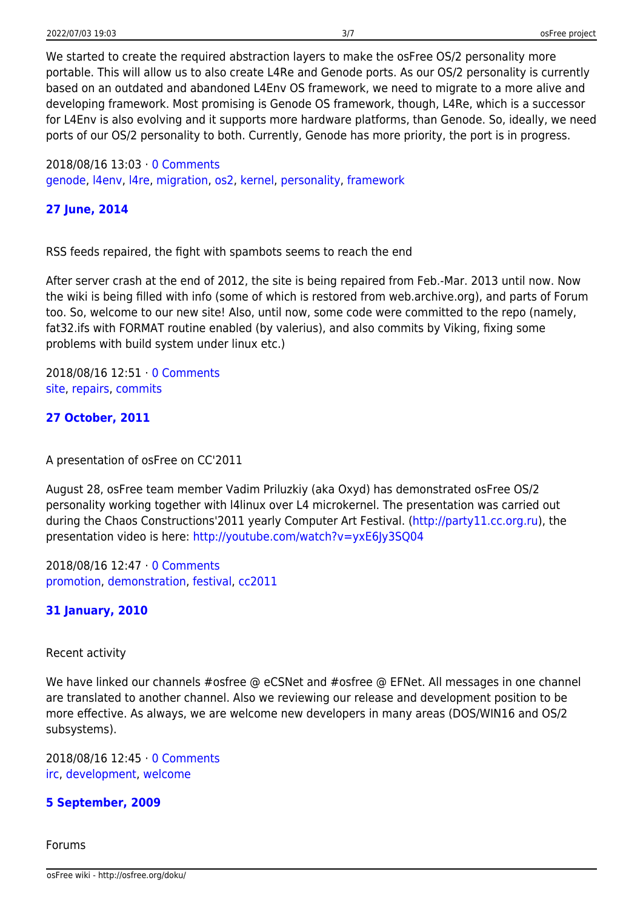We started to create the required abstraction layers to make the osFree OS/2 personality more portable. This will allow us to also create L4Re and Genode ports. As our OS/2 personality is currently based on an outdated and abandoned L4Env OS framework, we need to migrate to a more alive and developing framework. Most promising is Genode OS framework, though, L4Re, which is a successor for L4Env is also evolving and it supports more hardware platforms, than Genode. So, ideally, we need ports of our OS/2 personality to both. Currently, Genode has more priority, the port is in progress.

2018/08/16 13:03 · 0 Comments
genode, l4env, l4re, migration, os2, kernel, personality, framework

### 27 June, 2014

RSS feeds repaired, the fight with spambots seems to reach the end

After server crash at the end of 2012, the site is being repaired from Feb.-Mar. 2013 until now. Now the wiki is being filled with info (some of which is restored from web.archive.org), and parts of Forum too. So, welcome to our new site! Also, until now, some code were committed to the repo (namely, fat32.ifs with FORMAT routine enabled (by valerius), and also commits by Viking, fixing some problems with build system under linux etc.)

2018/08/16 12:51 · 0 Comments
site, repairs, commits

### 27 October, 2011

A presentation of osFree on CC'2011

August 28, osFree team member Vadim Priluzkiy (aka Oxyd) has demonstrated osFree OS/2 personality working together with l4linux over L4 microkernel. The presentation was carried out during the Chaos Constructions'2011 yearly Computer Art Festival. (http://party11.cc.org.ru), the presentation video is here: http://youtube.com/watch?v=yxE6Jy3SQ04

2018/08/16 12:47 · 0 Comments
promotion, demonstration, festival, cc2011

### 31 January, 2010

Recent activity

We have linked our channels #osfree @ eCSNet and #osfree @ EFNet. All messages in one channel are translated to another channel. Also we reviewing our release and development position to be more effective. As always, we are welcome new developers in many areas (DOS/WIN16 and OS/2 subsystems).

2018/08/16 12:45 · 0 Comments
irc, development, welcome

### 5 September, 2009

Forums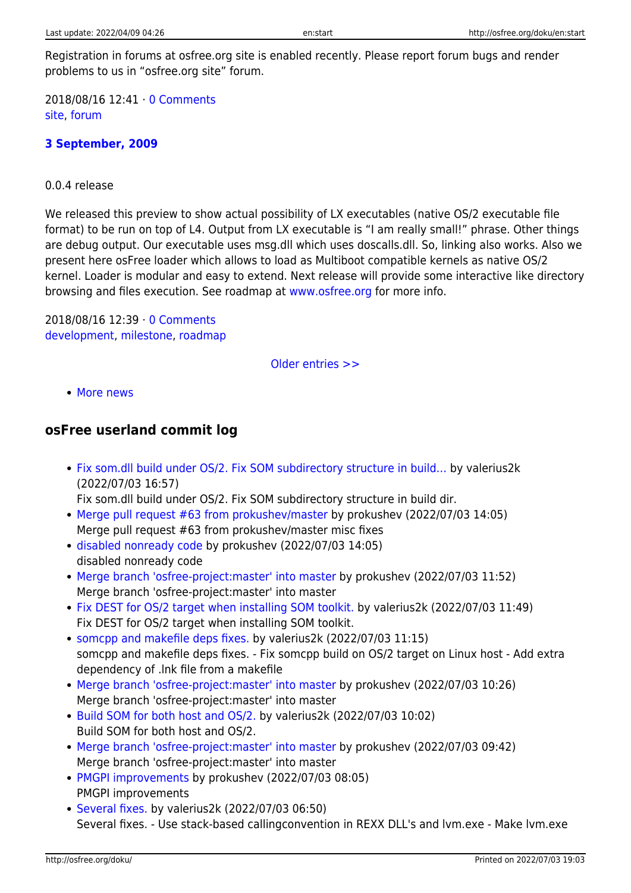Registration in forums at osfree.org site is enabled recently. Please report forum bugs and render problems to us in "osfree.org site" forum.

2018/08/16 12:41 · 0 Comments
site, forum

**3 September, 2009**

0.0.4 release

We released this preview to show actual possibility of LX executables (native OS/2 executable file format) to be run on top of L4. Output from LX executable is "I am really small!" phrase. Other things are debug output. Our executable uses msg.dll which uses doscalls.dll. So, linking also works. Also we present here osFree loader which allows to load as Multiboot compatible kernels as native OS/2 kernel. Loader is modular and easy to extend. Next release will provide some interactive like directory browsing and files execution. See roadmap at www.osfree.org for more info.

2018/08/16 12:39 · 0 Comments
development, milestone, roadmap

Older entries >>

- More news

## osFree userland commit log

- Fix som.dll build under OS/2. Fix SOM subdirectory structure in build... by valerius2k (2022/07/03 16:57)
  Fix som.dll build under OS/2. Fix SOM subdirectory structure in build dir.
- Merge pull request #63 from prokushev/master by prokushev (2022/07/03 14:05)
  Merge pull request #63 from prokushev/master misc fixes
- disabled nonready code by prokushev (2022/07/03 14:05)
  disabled nonready code
- Merge branch 'osfree-project:master' into master by prokushev (2022/07/03 11:52)
  Merge branch 'osfree-project:master' into master
- Fix DEST for OS/2 target when installing SOM toolkit. by valerius2k (2022/07/03 11:49)
  Fix DEST for OS/2 target when installing SOM toolkit.
- somcpp and makefile deps fixes. by valerius2k (2022/07/03 11:15)
  somcpp and makefile deps fixes. - Fix somcpp build on OS/2 target on Linux host - Add extra dependency of .lnk file from a makefile
- Merge branch 'osfree-project:master' into master by prokushev (2022/07/03 10:26)
  Merge branch 'osfree-project:master' into master
- Build SOM for both host and OS/2. by valerius2k (2022/07/03 10:02)
  Build SOM for both host and OS/2.
- Merge branch 'osfree-project:master' into master by prokushev (2022/07/03 09:42)
  Merge branch 'osfree-project:master' into master
- PMGPI improvements by prokushev (2022/07/03 08:05)
  PMGPI improvements
- Several fixes. by valerius2k (2022/07/03 06:50)
  Several fixes. - Use stack-based callingconvention in REXX DLL's and lvm.exe - Make lvm.exe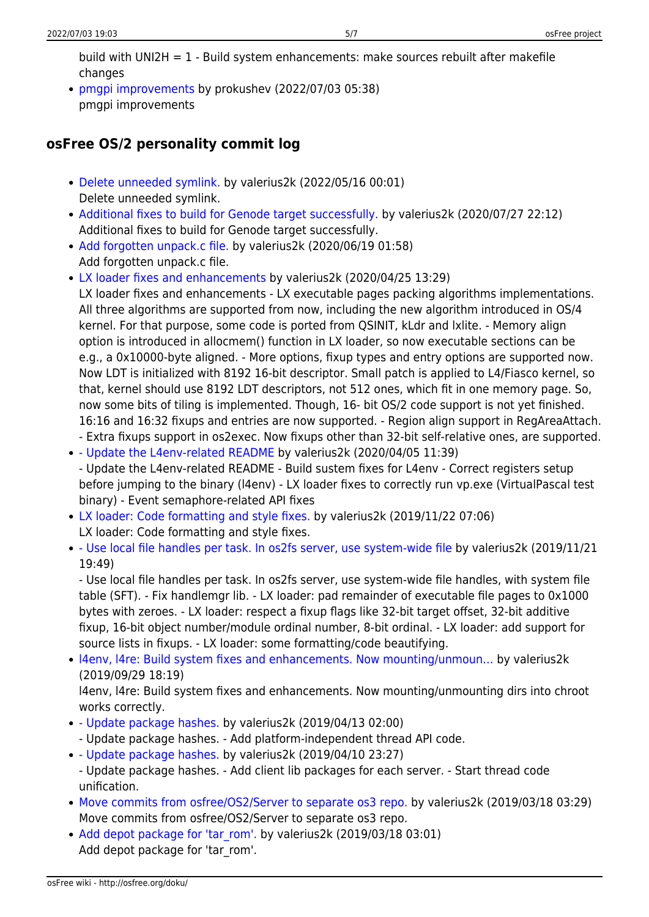build with UNI2H = 1 - Build system enhancements: make sources rebuilt after makefile changes

- pmgpi improvements by prokushev (2022/07/03 05:38)
pmgpi improvements

## osFree OS/2 personality commit log

- Delete unneeded symlink. by valerius2k (2022/05/16 00:01)
Delete unneeded symlink.
- Additional fixes to build for Genode target successfully. by valerius2k (2020/07/27 22:12)
Additional fixes to build for Genode target successfully.
- Add forgotten unpack.c file. by valerius2k (2020/06/19 01:58)
Add forgotten unpack.c file.
- LX loader fixes and enhancements by valerius2k (2020/04/25 13:29)
LX loader fixes and enhancements - LX executable pages packing algorithms implementations. All three algorithms are supported from now, including the new algorithm introduced in OS/4 kernel. For that purpose, some code is ported from QSINIT, kLdr and lxlite. - Memory align option is introduced in allocmem() function in LX loader, so now executable sections can be e.g., a 0x10000-byte aligned. - More options, fixup types and entry options are supported now. Now LDT is initialized with 8192 16-bit descriptor. Small patch is applied to L4/Fiasco kernel, so that, kernel should use 8192 LDT descriptors, not 512 ones, which fit in one memory page. So, now some bits of tiling is implemented. Though, 16- bit OS/2 code support is not yet finished. 16:16 and 16:32 fixups and entries are now supported. - Region align support in RegAreaAttach. - Extra fixups support in os2exec. Now fixups other than 32-bit self-relative ones, are supported.
- - Update the L4env-related README by valerius2k (2020/04/05 11:39)
- Update the L4env-related README - Build sustem fixes for L4env - Correct registers setup before jumping to the binary (l4env) - LX loader fixes to correctly run vp.exe (VirtualPascal test binary) - Event semaphore-related API fixes
- LX loader: Code formatting and style fixes. by valerius2k (2019/11/22 07:06)
LX loader: Code formatting and style fixes.
- - Use local file handles per task. In os2fs server, use system-wide file by valerius2k (2019/11/21 19:49)
- Use local file handles per task. In os2fs server, use system-wide file handles, with system file table (SFT). - Fix handlemgr lib. - LX loader: pad remainder of executable file pages to 0x1000 bytes with zeroes. - LX loader: respect a fixup flags like 32-bit target offset, 32-bit additive fixup, 16-bit object number/module ordinal number, 8-bit ordinal. - LX loader: add support for source lists in fixups. - LX loader: some formatting/code beautifying.
- l4env, l4re: Build system fixes and enhancements. Now mounting/unmoun… by valerius2k (2019/09/29 18:19)
l4env, l4re: Build system fixes and enhancements. Now mounting/unmounting dirs into chroot works correctly.
- - Update package hashes. by valerius2k (2019/04/13 02:00)
- Update package hashes. - Add platform-independent thread API code.
- - Update package hashes. by valerius2k (2019/04/10 23:27)
- Update package hashes. - Add client lib packages for each server. - Start thread code unification.
- Move commits from osfree/OS2/Server to separate os3 repo. by valerius2k (2019/03/18 03:29)
Move commits from osfree/OS2/Server to separate os3 repo.
- Add depot package for 'tar_rom'. by valerius2k (2019/03/18 03:01)
Add depot package for 'tar_rom'.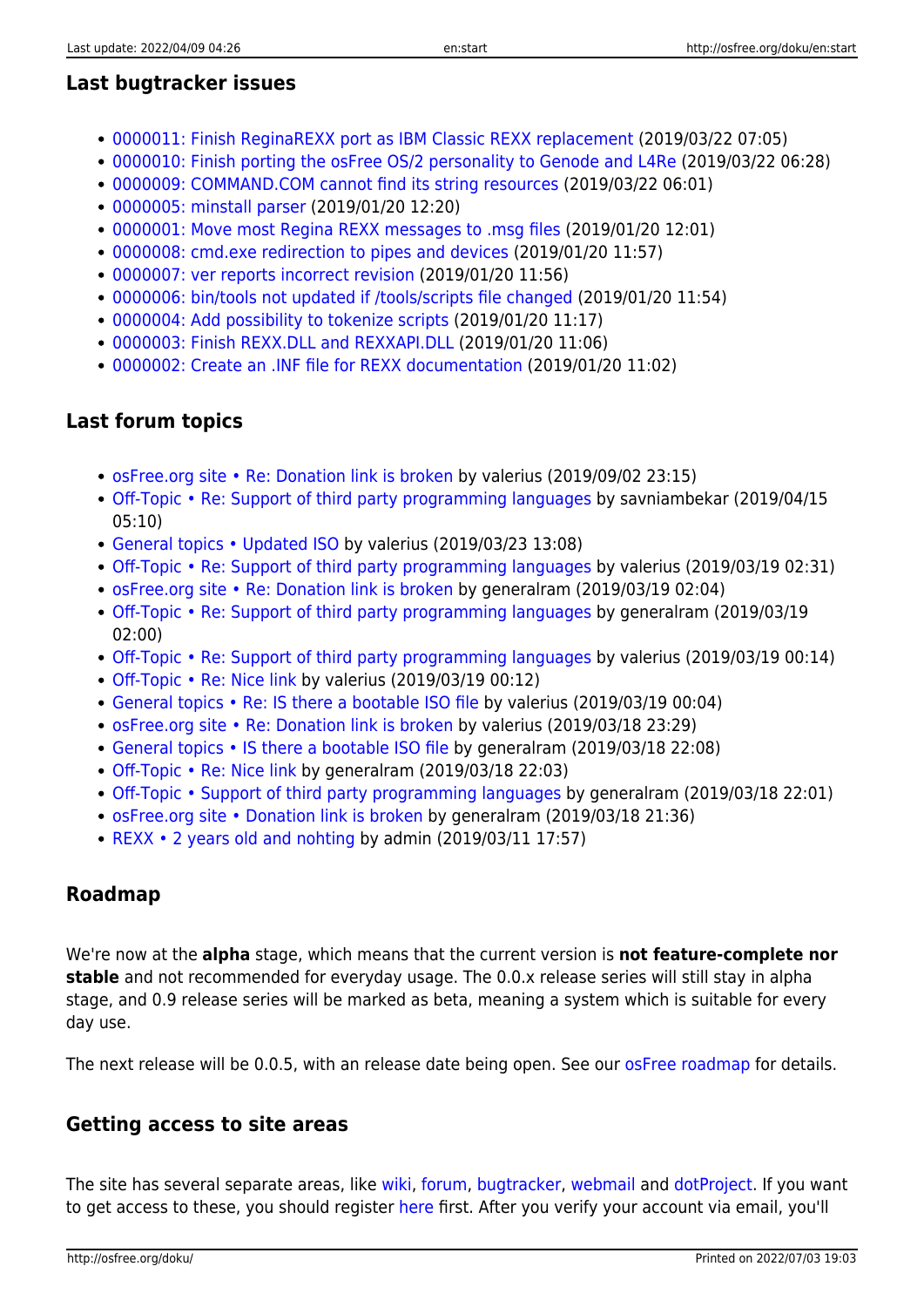### Last bugtracker issues

- 0000011: Finish ReginaREXX port as IBM Classic REXX replacement (2019/03/22 07:05)
- 0000010: Finish porting the osFree OS/2 personality to Genode and L4Re (2019/03/22 06:28)
- 0000009: COMMAND.COM cannot find its string resources (2019/03/22 06:01)
- 0000005: minstall parser (2019/01/20 12:20)
- 0000001: Move most Regina REXX messages to .msg files (2019/01/20 12:01)
- 0000008: cmd.exe redirection to pipes and devices (2019/01/20 11:57)
- 0000007: ver reports incorrect revision (2019/01/20 11:56)
- 0000006: bin/tools not updated if /tools/scripts file changed (2019/01/20 11:54)
- 0000004: Add possibility to tokenize scripts (2019/01/20 11:17)
- 0000003: Finish REXX.DLL and REXXAPI.DLL (2019/01/20 11:06)
- 0000002: Create an .INF file for REXX documentation (2019/01/20 11:02)

### Last forum topics

- osFree.org site • Re: Donation link is broken by valerius (2019/09/02 23:15)
- Off-Topic • Re: Support of third party programming languages by savniambekar (2019/04/15 05:10)
- General topics • Updated ISO by valerius (2019/03/23 13:08)
- Off-Topic • Re: Support of third party programming languages by valerius (2019/03/19 02:31)
- osFree.org site • Re: Donation link is broken by generalram (2019/03/19 02:04)
- Off-Topic • Re: Support of third party programming languages by generalram (2019/03/19 02:00)
- Off-Topic • Re: Support of third party programming languages by valerius (2019/03/19 00:14)
- Off-Topic • Re: Nice link by valerius (2019/03/19 00:12)
- General topics • Re: IS there a bootable ISO file by valerius (2019/03/19 00:04)
- osFree.org site • Re: Donation link is broken by valerius (2019/03/18 23:29)
- General topics • IS there a bootable ISO file by generalram (2019/03/18 22:08)
- Off-Topic • Re: Nice link by generalram (2019/03/18 22:03)
- Off-Topic • Support of third party programming languages by generalram (2019/03/18 22:01)
- osFree.org site • Donation link is broken by generalram (2019/03/18 21:36)
- REXX • 2 years old and nohting by admin (2019/03/11 17:57)

### Roadmap

We're now at the **alpha** stage, which means that the current version is **not feature-complete nor stable** and not recommended for everyday usage. The 0.0.x release series will still stay in alpha stage, and 0.9 release series will be marked as beta, meaning a system which is suitable for every day use.

The next release will be 0.0.5, with an release date being open. See our osFree roadmap for details.

### Getting access to site areas

The site has several separate areas, like wiki, forum, bugtracker, webmail and dotProject. If you want to get access to these, you should register here first. After you verify your account via email, you'll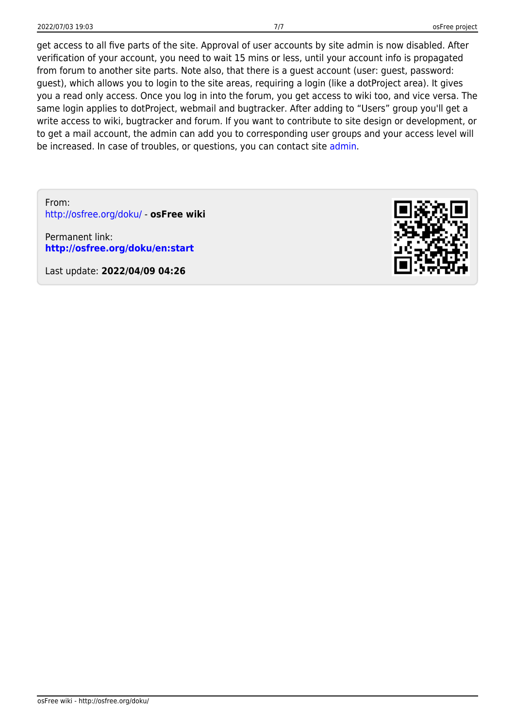get access to all five parts of the site. Approval of user accounts by site admin is now disabled. After verification of your account, you need to wait 15 mins or less, until your account info is propagated from forum to another site parts. Note also, that there is a guest account (user: guest, password: guest), which allows you to login to the site areas, requiring a login (like a dotProject area). It gives you a read only access. Once you log in into the forum, you get access to wiki too, and vice versa. The same login applies to dotProject, webmail and bugtracker. After adding to “Users” group you'll get a write access to wiki, bugtracker and forum. If you want to contribute to site design or development, or to get a mail account, the admin can add you to corresponding user groups and your access level will be increased. In case of troubles, or questions, you can contact site admin.

From:
http://osfree.org/doku/ - **osFree wiki**

Permanent link:
**http://osfree.org/doku/en:start**

Last update: **2022/04/09 04:26**